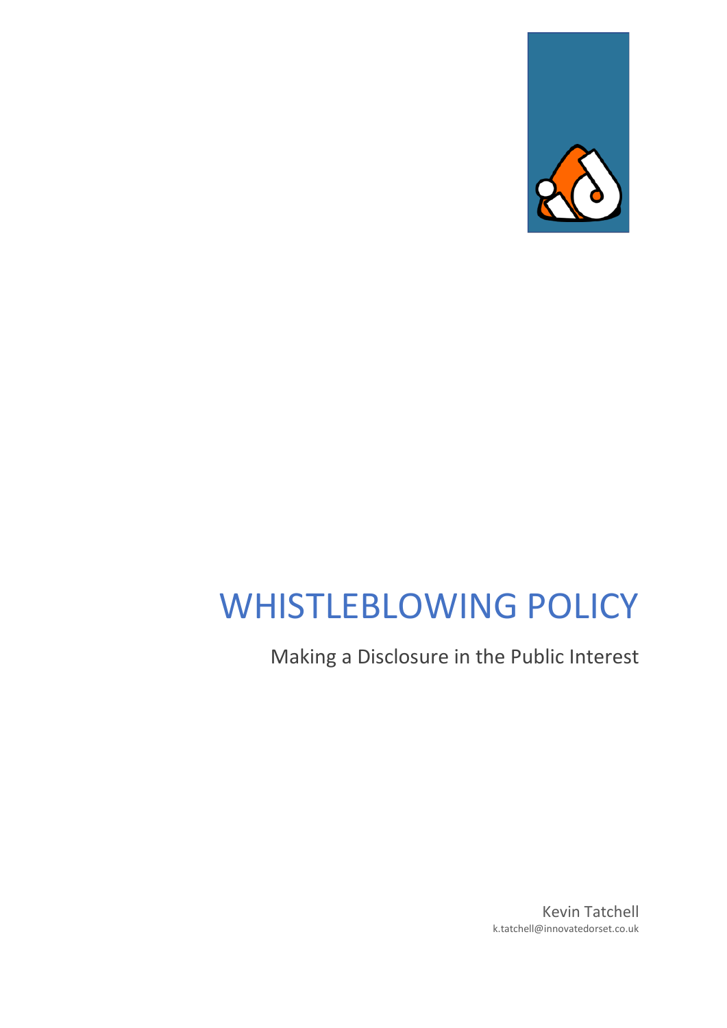# WHISTLEBLOWING POLICY

Making a Disclosure in the Public Interest

Kevin Tatchell
k.tatchell@innovatedorset.co.uk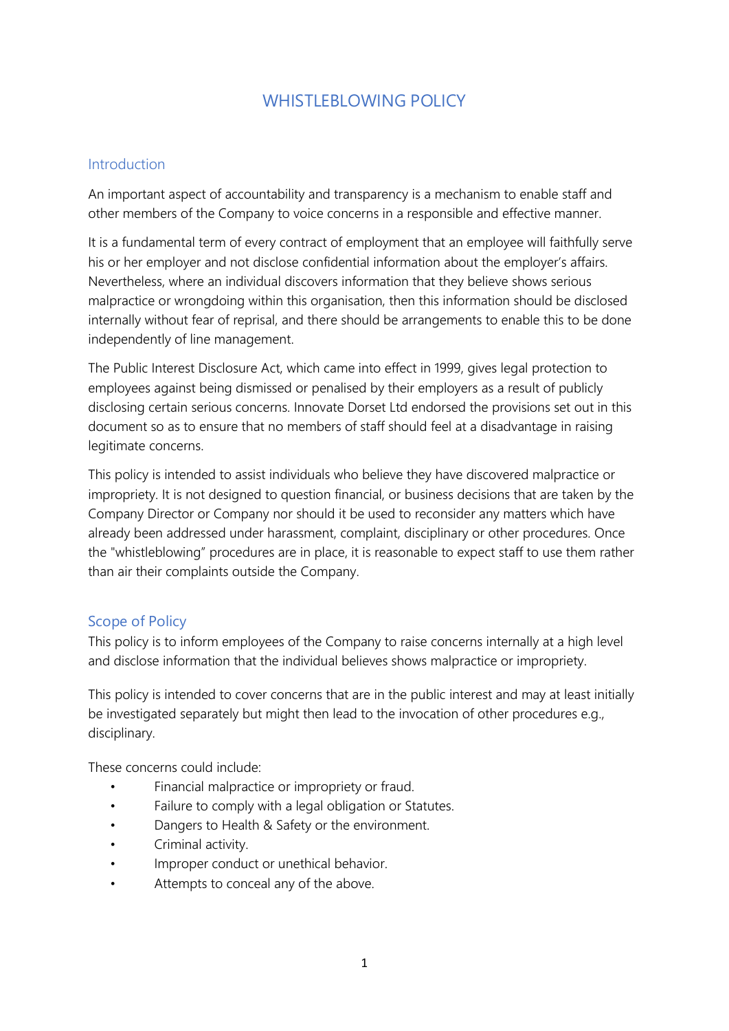# WHISTLEBLOWING POLICY

## Introduction

An important aspect of accountability and transparency is a mechanism to enable staff and other members of the Company to voice concerns in a responsible and effective manner.

It is a fundamental term of every contract of employment that an employee will faithfully serve his or her employer and not disclose confidential information about the employer's affairs. Nevertheless, where an individual discovers information that they believe shows serious malpractice or wrongdoing within this organisation, then this information should be disclosed internally without fear of reprisal, and there should be arrangements to enable this to be done independently of line management.

The Public Interest Disclosure Act, which came into effect in 1999, gives legal protection to employees against being dismissed or penalised by their employers as a result of publicly disclosing certain serious concerns. Innovate Dorset Ltd endorsed the provisions set out in this document so as to ensure that no members of staff should feel at a disadvantage in raising legitimate concerns.

This policy is intended to assist individuals who believe they have discovered malpractice or impropriety. It is not designed to question financial, or business decisions that are taken by the Company Director or Company nor should it be used to reconsider any matters which have already been addressed under harassment, complaint, disciplinary or other procedures. Once the "whistleblowing" procedures are in place, it is reasonable to expect staff to use them rather than air their complaints outside the Company.

## Scope of Policy

This policy is to inform employees of the Company to raise concerns internally at a high level and disclose information that the individual believes shows malpractice or impropriety.

This policy is intended to cover concerns that are in the public interest and may at least initially be investigated separately but might then lead to the invocation of other procedures e.g., disciplinary.

These concerns could include:

- Financial malpractice or impropriety or fraud.
- Failure to comply with a legal obligation or Statutes.
- Dangers to Health & Safety or the environment.
- Criminal activity.
- Improper conduct or unethical behavior.
- Attempts to conceal any of the above.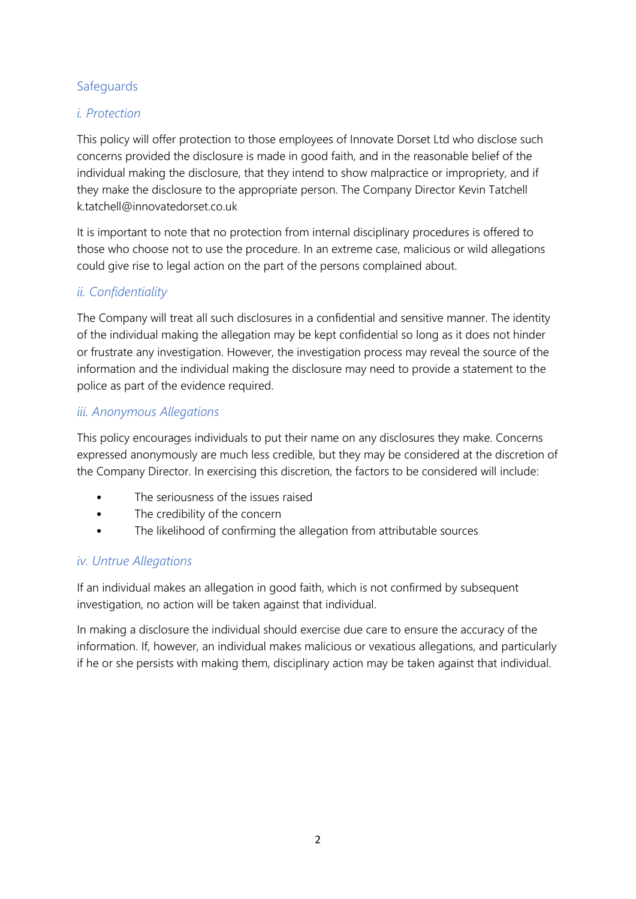## Safeguards

### *i. Protection*

This policy will offer protection to those employees of Innovate Dorset Ltd who disclose such concerns provided the disclosure is made in good faith, and in the reasonable belief of the individual making the disclosure, that they intend to show malpractice or impropriety, and if they make the disclosure to the appropriate person. The Company Director Kevin Tatchell k.tatchell@innovatedorset.co.uk

It is important to note that no protection from internal disciplinary procedures is offered to those who choose not to use the procedure. In an extreme case, malicious or wild allegations could give rise to legal action on the part of the persons complained about.

### *ii. Confidentiality*

The Company will treat all such disclosures in a confidential and sensitive manner. The identity of the individual making the allegation may be kept confidential so long as it does not hinder or frustrate any investigation. However, the investigation process may reveal the source of the information and the individual making the disclosure may need to provide a statement to the police as part of the evidence required.

### *iii. Anonymous Allegations*

This policy encourages individuals to put their name on any disclosures they make. Concerns expressed anonymously are much less credible, but they may be considered at the discretion of the Company Director. In exercising this discretion, the factors to be considered will include:

- The seriousness of the issues raised
- The credibility of the concern
- The likelihood of confirming the allegation from attributable sources

### *iv. Untrue Allegations*

If an individual makes an allegation in good faith, which is not confirmed by subsequent investigation, no action will be taken against that individual.

In making a disclosure the individual should exercise due care to ensure the accuracy of the information. If, however, an individual makes malicious or vexatious allegations, and particularly if he or she persists with making them, disciplinary action may be taken against that individual.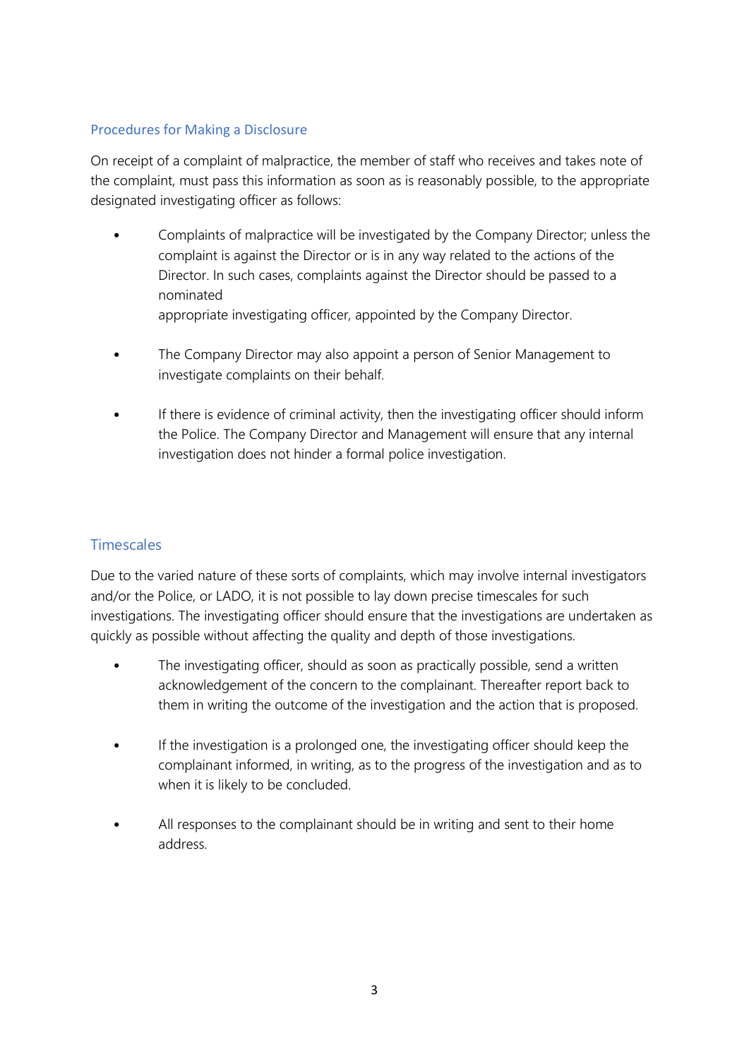## Procedures for Making a Disclosure

On receipt of a complaint of malpractice, the member of staff who receives and takes note of the complaint, must pass this information as soon as is reasonably possible, to the appropriate designated investigating officer as follows:

- Complaints of malpractice will be investigated by the Company Director; unless the complaint is against the Director or is in any way related to the actions of the Director. In such cases, complaints against the Director should be passed to a nominated appropriate investigating officer, appointed by the Company Director.

- The Company Director may also appoint a person of Senior Management to investigate complaints on their behalf.

- If there is evidence of criminal activity, then the investigating officer should inform the Police. The Company Director and Management will ensure that any internal investigation does not hinder a formal police investigation.

## Timescales

Due to the varied nature of these sorts of complaints, which may involve internal investigators and/or the Police, or LADO, it is not possible to lay down precise timescales for such investigations. The investigating officer should ensure that the investigations are undertaken as quickly as possible without affecting the quality and depth of those investigations.

- The investigating officer, should as soon as practically possible, send a written acknowledgement of the concern to the complainant. Thereafter report back to them in writing the outcome of the investigation and the action that is proposed.

- If the investigation is a prolonged one, the investigating officer should keep the complainant informed, in writing, as to the progress of the investigation and as to when it is likely to be concluded.

- All responses to the complainant should be in writing and sent to their home address.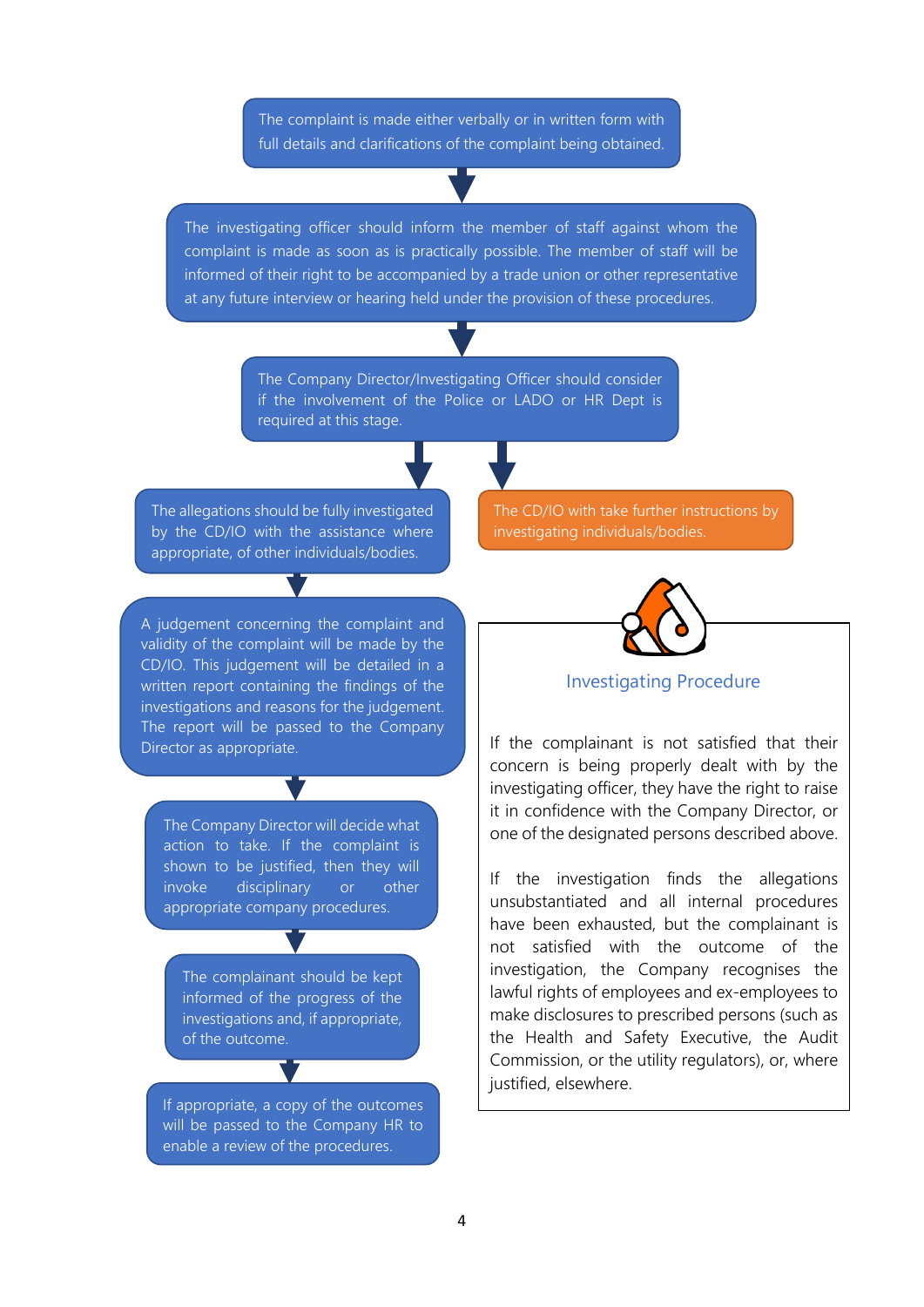The complaint is made either verbally or in written form with full details and clarifications of the complaint being obtained.

The investigating officer should inform the member of staff against whom the complaint is made as soon as is practically possible. The member of staff will be informed of their right to be accompanied by a trade union or other representative at any future interview or hearing held under the provision of these procedures.

The Company Director/Investigating Officer should consider if the involvement of the Police or LADO or HR Dept is required at this stage.

The allegations should be fully investigated by the CD/IO with the assistance where appropriate, of other individuals/bodies.

The CD/IO with take further instructions by investigating individuals/bodies.

A judgement concerning the complaint and validity of the complaint will be made by the CD/IO. This judgement will be detailed in a written report containing the findings of the investigations and reasons for the judgement. The report will be passed to the Company Director as appropriate.

The Company Director will decide what action to take. If the complaint is shown to be justified, then they will invoke disciplinary or other appropriate company procedures.

The complainant should be kept informed of the progress of the investigations and, if appropriate, of the outcome.

If appropriate, a copy of the outcomes will be passed to the Company HR to enable a review of the procedures.

## Investigating Procedure

If the complainant is not satisfied that their concern is being properly dealt with by the investigating officer, they have the right to raise it in confidence with the Company Director, or one of the designated persons described above.

If the investigation finds the allegations unsubstantiated and all internal procedures have been exhausted, but the complainant is not satisfied with the outcome of the investigation, the Company recognises the lawful rights of employees and ex-employees to make disclosures to prescribed persons (such as the Health and Safety Executive, the Audit Commission, or the utility regulators), or, where justified, elsewhere.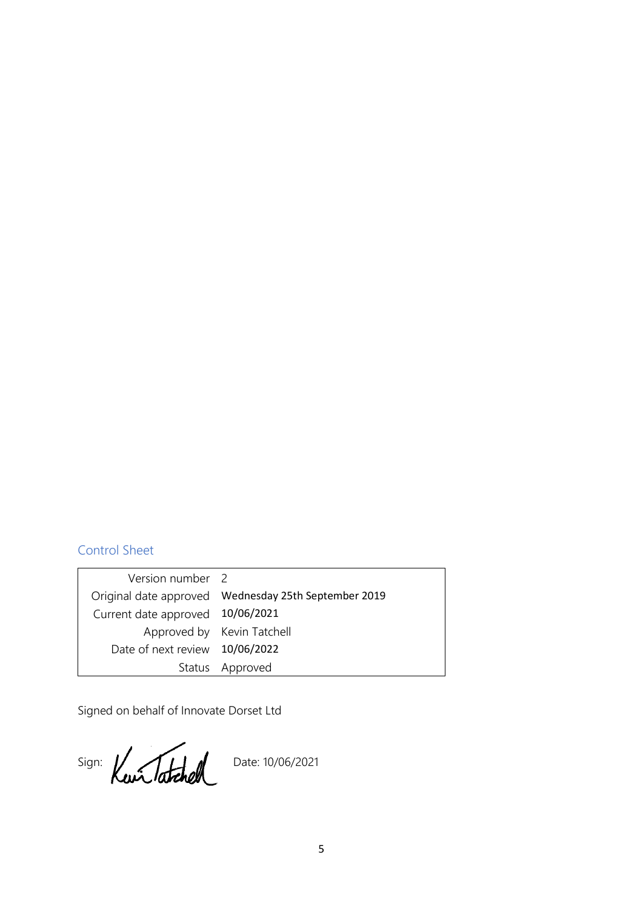## Control Sheet

| | |
|---|---|
| Version number | 2 |
| Original date approved | Wednesday 25th September 2019 |
| Current date approved | 10/06/2021 |
| Approved by | Kevin Tatchell |
| Date of next review | 10/06/2022 |
| Status | Approved |

Signed on behalf of Innovate Dorset Ltd

Sign: Kevin Tatchell Date: 10/06/2021